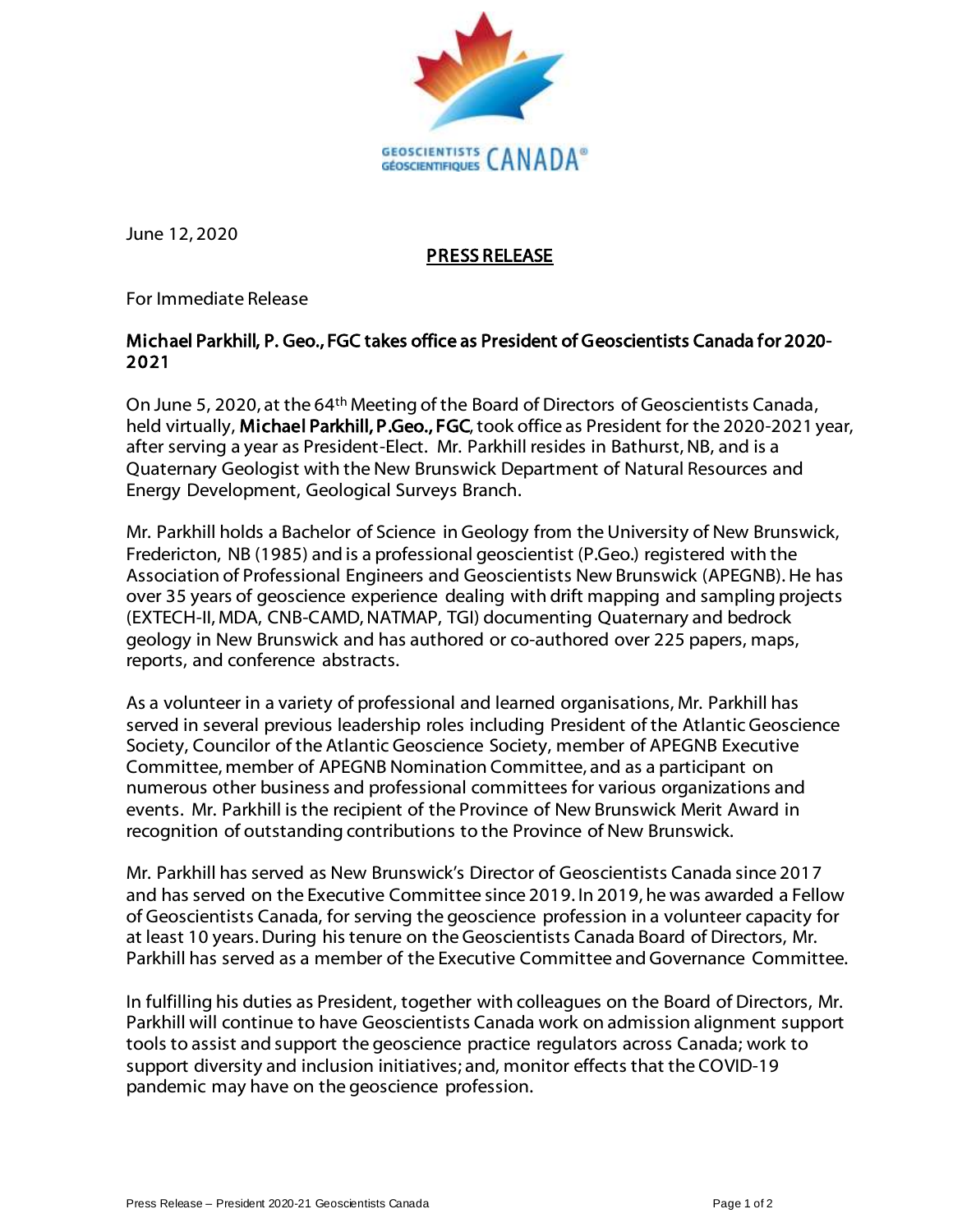GEOSCIENTISTS GÉOSCIENTIFIQUES CANADA®

June 12, 2020

**PRESS RELEASE**

For Immediate Release

## Michael Parkhill, P. Geo., FGC takes office as President of Geoscientists Canada for 2020-2021

On June 5, 2020, at the 64th Meeting of the Board of Directors of Geoscientists Canada, held virtually, **Michael Parkhill, P.Geo., FGC**, took office as President for the 2020-2021 year, after serving a year as President-Elect. Mr. Parkhill resides in Bathurst, NB, and is a Quaternary Geologist with the New Brunswick Department of Natural Resources and Energy Development, Geological Surveys Branch.

Mr. Parkhill holds a Bachelor of Science in Geology from the University of New Brunswick, Fredericton, NB (1985) and is a professional geoscientist (P.Geo.) registered with the Association of Professional Engineers and Geoscientists New Brunswick (APEGNB). He has over 35 years of geoscience experience dealing with drift mapping and sampling projects (EXTECH-II, MDA, CNB-CAMD, NATMAP, TGI) documenting Quaternary and bedrock geology in New Brunswick and has authored or co-authored over 225 papers, maps, reports, and conference abstracts.

As a volunteer in a variety of professional and learned organisations, Mr. Parkhill has served in several previous leadership roles including President of the Atlantic Geoscience Society, Councilor of the Atlantic Geoscience Society, member of APEGNB Executive Committee, member of APEGNB Nomination Committee, and as a participant on numerous other business and professional committees for various organizations and events. Mr. Parkhill is the recipient of the Province of New Brunswick Merit Award in recognition of outstanding contributions to the Province of New Brunswick.

Mr. Parkhill has served as New Brunswick's Director of Geoscientists Canada since 2017 and has served on the Executive Committee since 2019. In 2019, he was awarded a Fellow of Geoscientists Canada, for serving the geoscience profession in a volunteer capacity for at least 10 years. During his tenure on the Geoscientists Canada Board of Directors, Mr. Parkhill has served as a member of the Executive Committee and Governance Committee.

In fulfilling his duties as President, together with colleagues on the Board of Directors, Mr. Parkhill will continue to have Geoscientists Canada work on admission alignment support tools to assist and support the geoscience practice regulators across Canada; work to support diversity and inclusion initiatives; and, monitor effects that the COVID-19 pandemic may have on the geoscience profession.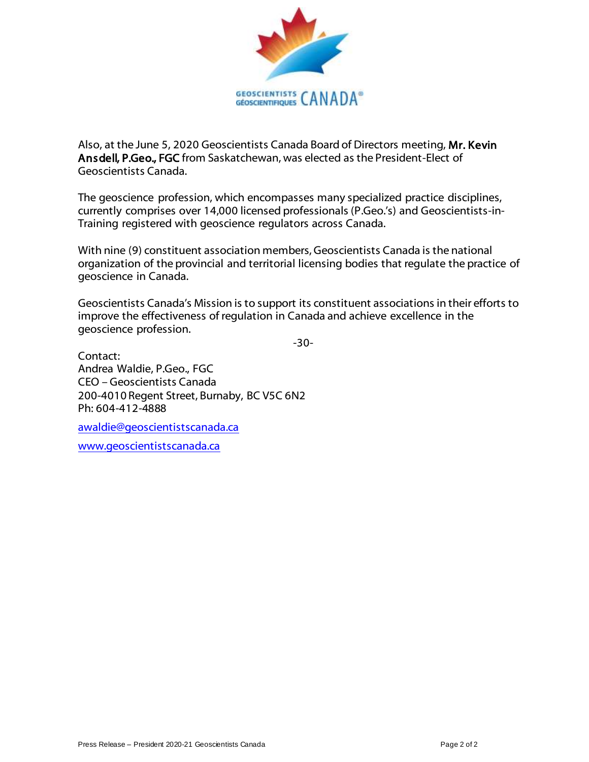Also, at the June 5, 2020 Geoscientists Canada Board of Directors meeting, **Mr. Kevin Ansdell, P.Geo., FGC** from Saskatchewan, was elected as the President-Elect of Geoscientists Canada.

The geoscience profession, which encompasses many specialized practice disciplines, currently comprises over 14,000 licensed professionals (P.Geo.'s) and Geoscientists-in-Training registered with geoscience regulators across Canada.

With nine (9) constituent association members, Geoscientists Canada is the national organization of the provincial and territorial licensing bodies that regulate the practice of geoscience in Canada.

Geoscientists Canada's Mission is to support its constituent associations in their efforts to improve the effectiveness of regulation in Canada and achieve excellence in the geoscience profession.

-30-

Contact:
Andrea Waldie, P.Geo., FGC
CEO – Geoscientists Canada
200-4010 Regent Street, Burnaby, BC V5C 6N2
Ph: 604-412-4888

awaldie@geoscientistscanada.ca

www.geoscientistscanada.ca